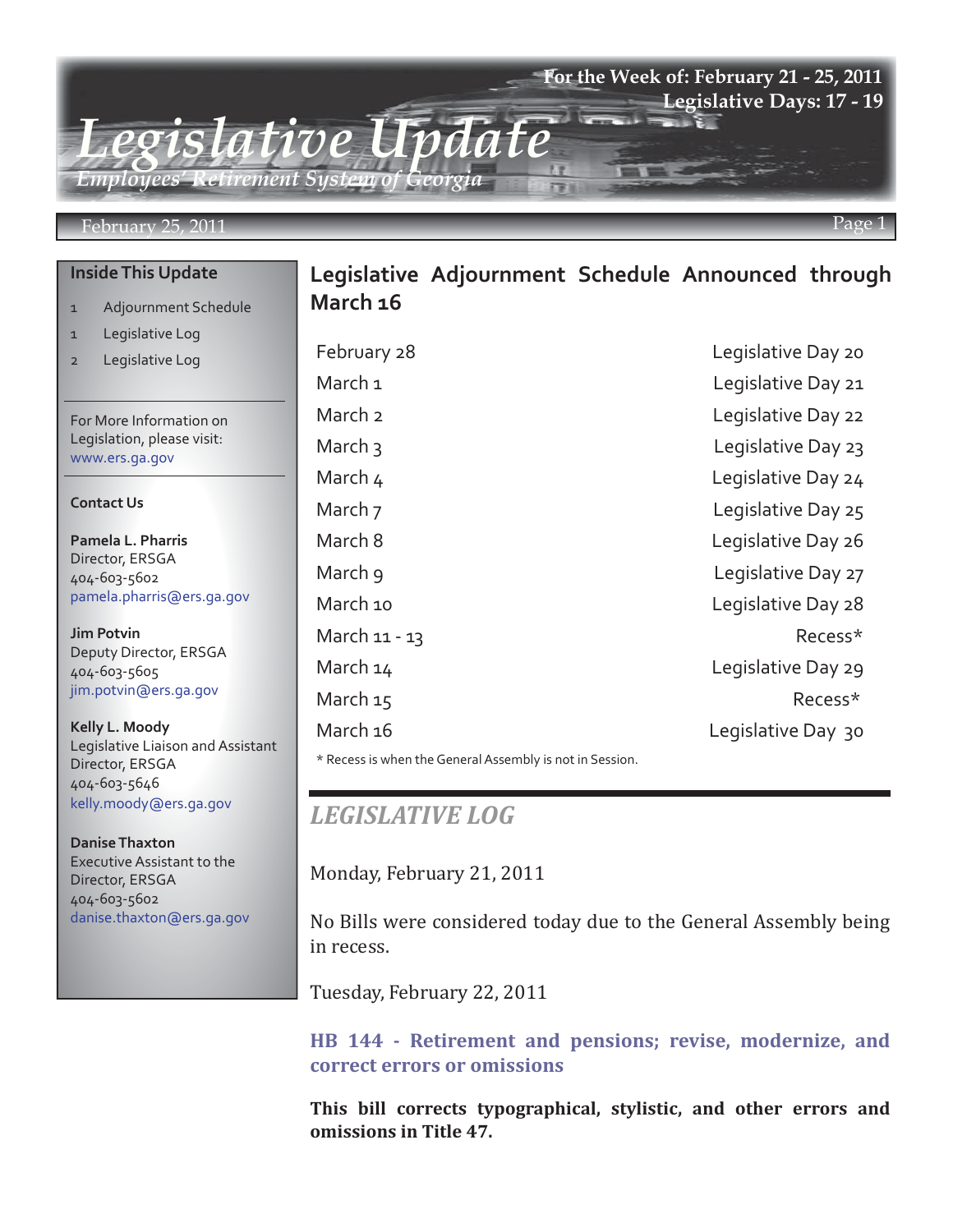# Legislative Update

*Employees' Retirement System of Georgia*

**For the Week of: February 21 - 25, 2011**
**Legislative Days: 17 - 19**

February 25, 2011

## Inside This Update

1. Adjournment Schedule
1. Legislative Log
2. Legislative Log

For More Information on Legislation, please visit: www.ers.ga.gov

**Contact Us**

**Pamela L. Pharris**
Director, ERSGA
404-603-5602
pamela.pharris@ers.ga.gov

**Jim Potvin**
Deputy Director, ERSGA
404-603-5605
jim.potvin@ers.ga.gov

**Kelly L. Moody**
Legislative Liaison and Assistant Director, ERSGA
404-603-5646
kelly.moody@ers.ga.gov

**Danise Thaxton**
Executive Assistant to the Director, ERSGA
404-603-5602
danise.thaxton@ers.ga.gov

## Legislative Adjournment Schedule Announced through March 16

| Date | Status |
|---|---|
| February 28 | Legislative Day 20 |
| March 1 | Legislative Day 21 |
| March 2 | Legislative Day 22 |
| March 3 | Legislative Day 23 |
| March 4 | Legislative Day 24 |
| March 7 | Legislative Day 25 |
| March 8 | Legislative Day 26 |
| March 9 | Legislative Day 27 |
| March 10 | Legislative Day 28 |
| March 11 - 13 | Recess* |
| March 14 | Legislative Day 29 |
| March 15 | Recess* |
| March 16 | Legislative Day 30 |

\* Recess is when the General Assembly is not in Session.

## *LEGISLATIVE LOG*

Monday, February 21, 2011

No Bills were considered today due to the General Assembly being in recess.

Tuesday, February 22, 2011

### HB 144 - Retirement and pensions; revise, modernize, and correct errors or omissions

**This bill corrects typographical, stylistic, and other errors and omissions in Title 47.**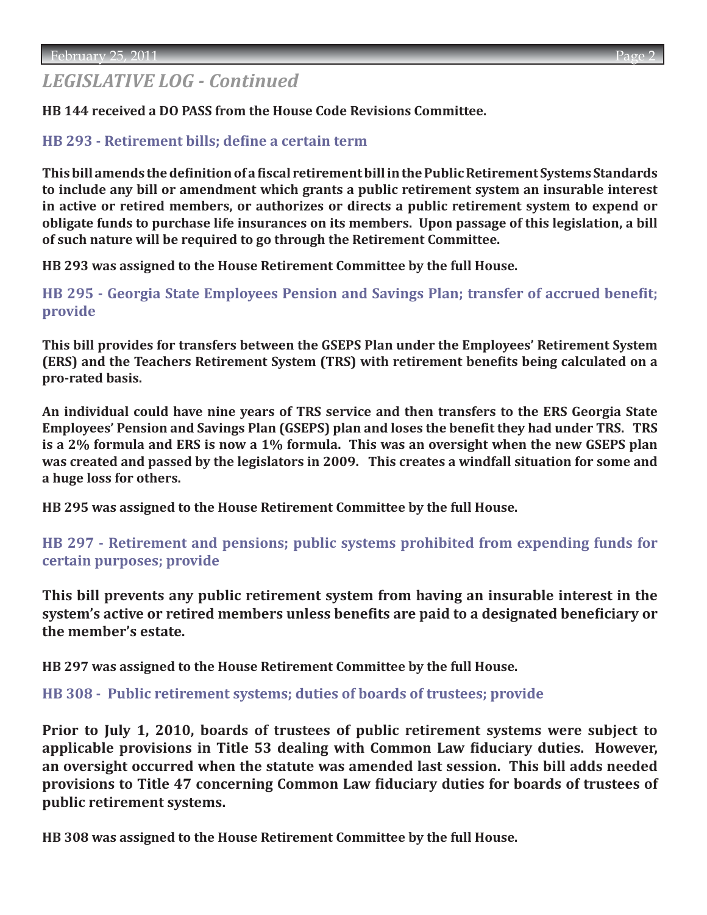## *LEGISLATIVE LOG - Continued*

**HB 144 received a DO PASS from the House Code Revisions Committee.**

### HB 293 - Retirement bills; define a certain term

**This bill amends the definition of a fiscal retirement bill in the Public Retirement Systems Standards to include any bill or amendment which grants a public retirement system an insurable interest in active or retired members, or authorizes or directs a public retirement system to expend or obligate funds to purchase life insurances on its members. Upon passage of this legislation, a bill of such nature will be required to go through the Retirement Committee.**

**HB 293 was assigned to the House Retirement Committee by the full House.**

### HB 295 - Georgia State Employees Pension and Savings Plan; transfer of accrued benefit; provide

**This bill provides for transfers between the GSEPS Plan under the Employees' Retirement System (ERS) and the Teachers Retirement System (TRS) with retirement benefits being calculated on a pro-rated basis.**

**An individual could have nine years of TRS service and then transfers to the ERS Georgia State Employees' Pension and Savings Plan (GSEPS) plan and loses the benefit they had under TRS. TRS is a 2% formula and ERS is now a 1% formula. This was an oversight when the new GSEPS plan was created and passed by the legislators in 2009. This creates a windfall situation for some and a huge loss for others.**

**HB 295 was assigned to the House Retirement Committee by the full House.**

### HB 297 - Retirement and pensions; public systems prohibited from expending funds for certain purposes; provide

**This bill prevents any public retirement system from having an insurable interest in the system's active or retired members unless benefits are paid to a designated beneficiary or the member's estate.**

**HB 297 was assigned to the House Retirement Committee by the full House.**

### HB 308 - Public retirement systems; duties of boards of trustees; provide

**Prior to July 1, 2010, boards of trustees of public retirement systems were subject to applicable provisions in Title 53 dealing with Common Law fiduciary duties. However, an oversight occurred when the statute was amended last session. This bill adds needed provisions to Title 47 concerning Common Law fiduciary duties for boards of trustees of public retirement systems.**

**HB 308 was assigned to the House Retirement Committee by the full House.**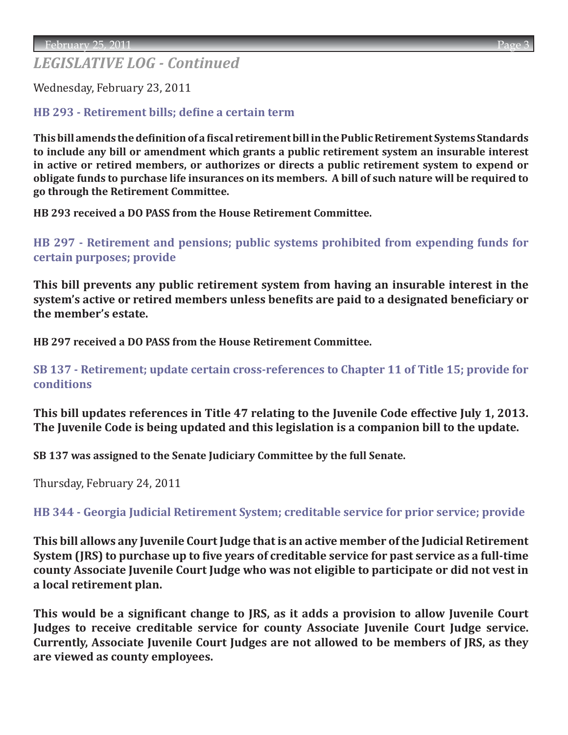## *LEGISLATIVE LOG - Continued*

Wednesday, February 23, 2011

### HB 293 - Retirement bills; define a certain term

**This bill amends the definition of a fiscal retirement bill in the Public Retirement Systems Standards to include any bill or amendment which grants a public retirement system an insurable interest in active or retired members, or authorizes or directs a public retirement system to expend or obligate funds to purchase life insurances on its members. A bill of such nature will be required to go through the Retirement Committee.**

**HB 293 received a DO PASS from the House Retirement Committee.**

### HB 297 - Retirement and pensions; public systems prohibited from expending funds for certain purposes; provide

**This bill prevents any public retirement system from having an insurable interest in the system's active or retired members unless benefits are paid to a designated beneficiary or the member's estate.**

**HB 297 received a DO PASS from the House Retirement Committee.**

### SB 137 - Retirement; update certain cross-references to Chapter 11 of Title 15; provide for conditions

**This bill updates references in Title 47 relating to the Juvenile Code effective July 1, 2013. The Juvenile Code is being updated and this legislation is a companion bill to the update.**

**SB 137 was assigned to the Senate Judiciary Committee by the full Senate.**

Thursday, February 24, 2011

### HB 344 - Georgia Judicial Retirement System; creditable service for prior service; provide

**This bill allows any Juvenile Court Judge that is an active member of the Judicial Retirement System (JRS) to purchase up to five years of creditable service for past service as a full-time county Associate Juvenile Court Judge who was not eligible to participate or did not vest in a local retirement plan.**

**This would be a significant change to JRS, as it adds a provision to allow Juvenile Court Judges to receive creditable service for county Associate Juvenile Court Judge service. Currently, Associate Juvenile Court Judges are not allowed to be members of JRS, as they are viewed as county employees.**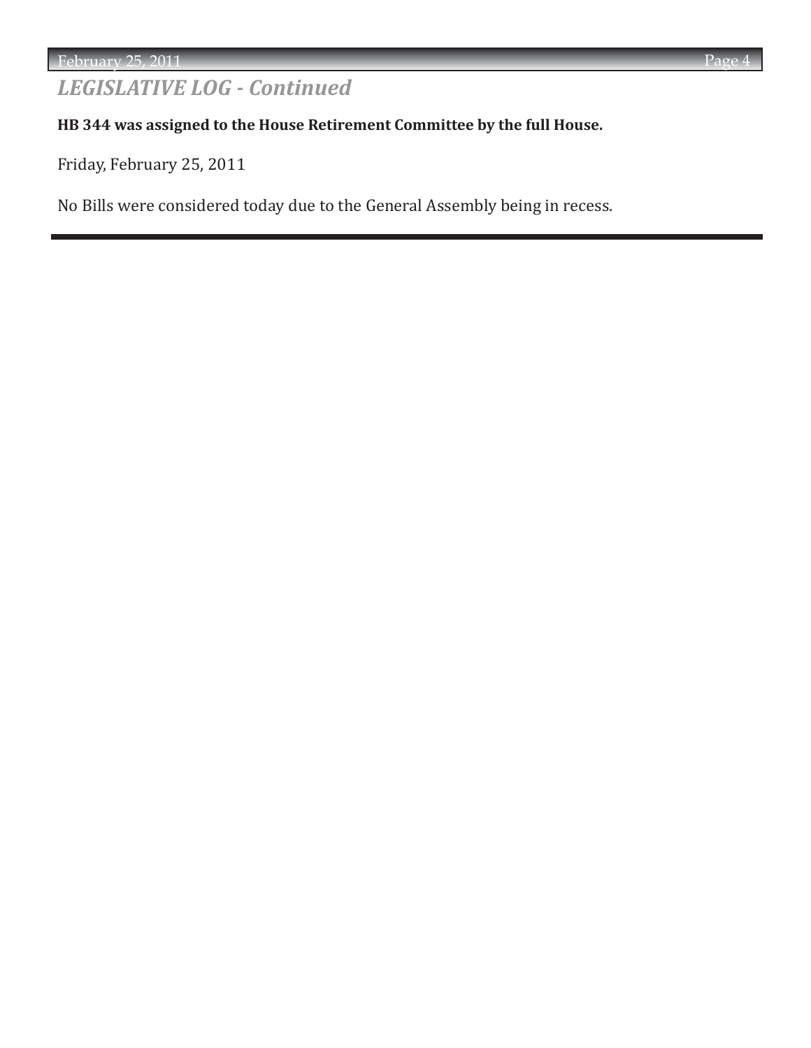## *LEGISLATIVE LOG - Continued*

**HB 344 was assigned to the House Retirement Committee by the full House.**

Friday, February 25, 2011

No Bills were considered today due to the General Assembly being in recess.